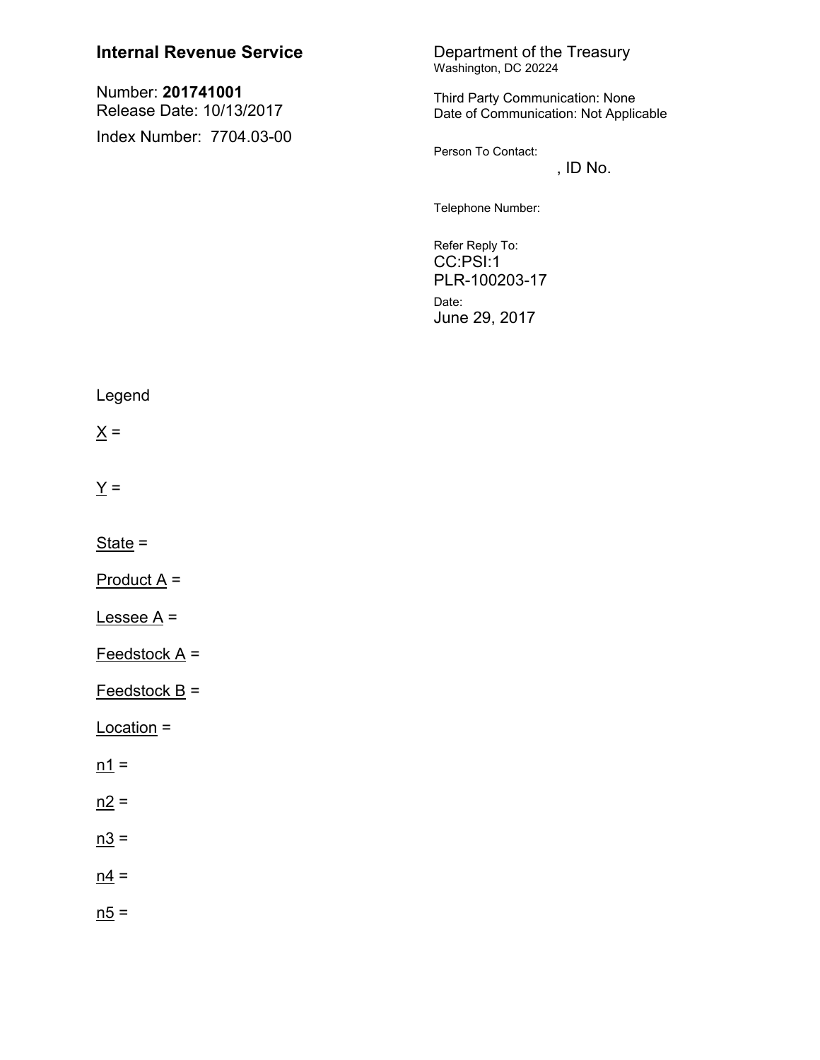**Internal Revenue Service**

Number: **201741001**
Release Date: 10/13/2017
Index Number: 7704.03-00

Department of the Treasury
Washington, DC 20224

Third Party Communication: None
Date of Communication: Not Applicable

Person To Contact:
, ID No.

Telephone Number:

Refer Reply To:
CC:PSI:1
PLR-100203-17

Date:
June 29, 2017

Legend

X =

Y =

State =

Product A =

Lessee A =

Feedstock A =

Feedstock B =

Location =

n1 =

n2 =

n3 =

n4 =

n5 =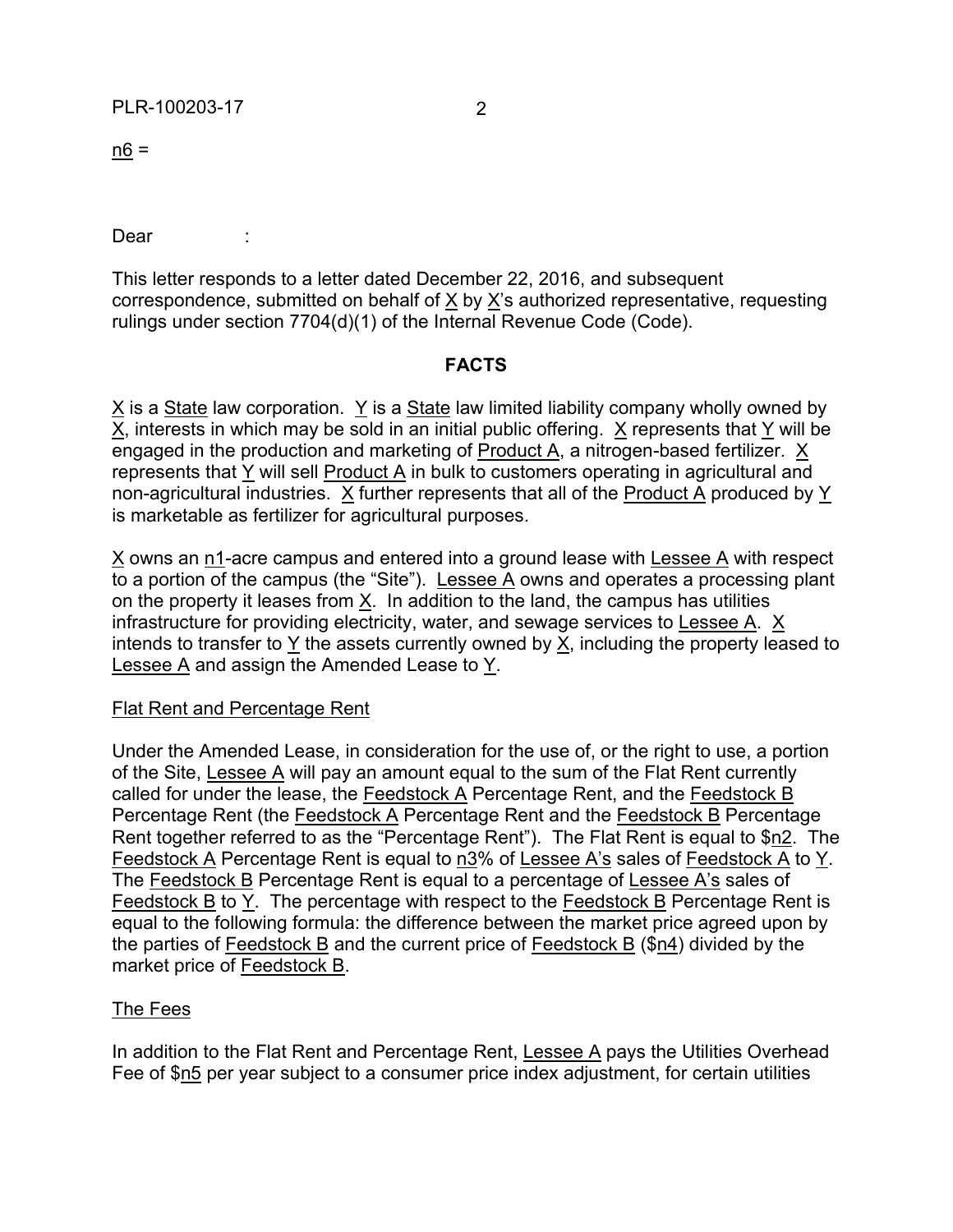n6 =

Dear :

This letter responds to a letter dated December 22, 2016, and subsequent correspondence, submitted on behalf of X by X's authorized representative, requesting rulings under section 7704(d)(1) of the Internal Revenue Code (Code).

## FACTS

X is a State law corporation. Y is a State law limited liability company wholly owned by X, interests in which may be sold in an initial public offering. X represents that Y will be engaged in the production and marketing of Product A, a nitrogen-based fertilizer. X represents that Y will sell Product A in bulk to customers operating in agricultural and non-agricultural industries. X further represents that all of the Product A produced by Y is marketable as fertilizer for agricultural purposes.

X owns an n1-acre campus and entered into a ground lease with Lessee A with respect to a portion of the campus (the "Site"). Lessee A owns and operates a processing plant on the property it leases from X. In addition to the land, the campus has utilities infrastructure for providing electricity, water, and sewage services to Lessee A. X intends to transfer to Y the assets currently owned by X, including the property leased to Lessee A and assign the Amended Lease to Y.

### Flat Rent and Percentage Rent

Under the Amended Lease, in consideration for the use of, or the right to use, a portion of the Site, Lessee A will pay an amount equal to the sum of the Flat Rent currently called for under the lease, the Feedstock A Percentage Rent, and the Feedstock B Percentage Rent (the Feedstock A Percentage Rent and the Feedstock B Percentage Rent together referred to as the "Percentage Rent"). The Flat Rent is equal to $n2. The Feedstock A Percentage Rent is equal to n3% of Lessee A's sales of Feedstock A to Y. The Feedstock B Percentage Rent is equal to a percentage of Lessee A's sales of Feedstock B to Y. The percentage with respect to the Feedstock B Percentage Rent is equal to the following formula: the difference between the market price agreed upon by the parties of Feedstock B and the current price of Feedstock B ($n4) divided by the market price of Feedstock B.

### The Fees

In addition to the Flat Rent and Percentage Rent, Lessee A pays the Utilities Overhead Fee of $n5 per year subject to a consumer price index adjustment, for certain utilities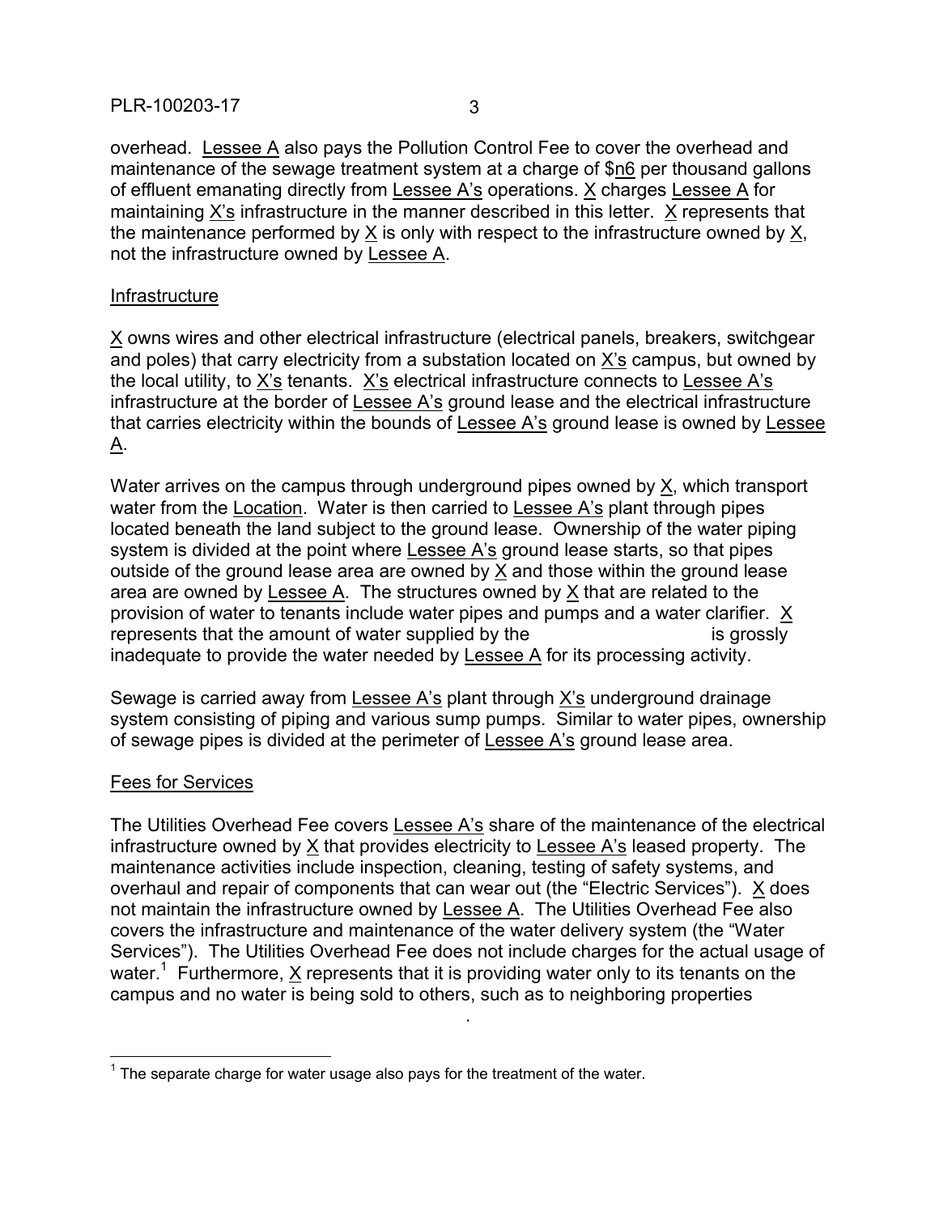overhead. Lessee A also pays the Pollution Control Fee to cover the overhead and maintenance of the sewage treatment system at a charge of $n6 per thousand gallons of effluent emanating directly from Lessee A's operations. X charges Lessee A for maintaining X's infrastructure in the manner described in this letter. X represents that the maintenance performed by X is only with respect to the infrastructure owned by X, not the infrastructure owned by Lessee A.

Infrastructure

X owns wires and other electrical infrastructure (electrical panels, breakers, switchgear and poles) that carry electricity from a substation located on X's campus, but owned by the local utility, to X's tenants. X's electrical infrastructure connects to Lessee A's infrastructure at the border of Lessee A's ground lease and the electrical infrastructure that carries electricity within the bounds of Lessee A's ground lease is owned by Lessee A.

Water arrives on the campus through underground pipes owned by X, which transport water from the Location. Water is then carried to Lessee A's plant through pipes located beneath the land subject to the ground lease. Ownership of the water piping system is divided at the point where Lessee A's ground lease starts, so that pipes outside of the ground lease area are owned by X and those within the ground lease area are owned by Lessee A. The structures owned by X that are related to the provision of water to tenants include water pipes and pumps and a water clarifier. X represents that the amount of water supplied by the is grossly inadequate to provide the water needed by Lessee A for its processing activity.

Sewage is carried away from Lessee A's plant through X's underground drainage system consisting of piping and various sump pumps. Similar to water pipes, ownership of sewage pipes is divided at the perimeter of Lessee A's ground lease area.

Fees for Services

The Utilities Overhead Fee covers Lessee A's share of the maintenance of the electrical infrastructure owned by X that provides electricity to Lessee A's leased property. The maintenance activities include inspection, cleaning, testing of safety systems, and overhaul and repair of components that can wear out (the "Electric Services"). X does not maintain the infrastructure owned by Lessee A. The Utilities Overhead Fee also covers the infrastructure and maintenance of the water delivery system (the "Water Services"). The Utilities Overhead Fee does not include charges for the actual usage of water.[1] Furthermore, X represents that it is providing water only to its tenants on the campus and no water is being sold to others, such as to neighboring properties .

[1] The separate charge for water usage also pays for the treatment of the water.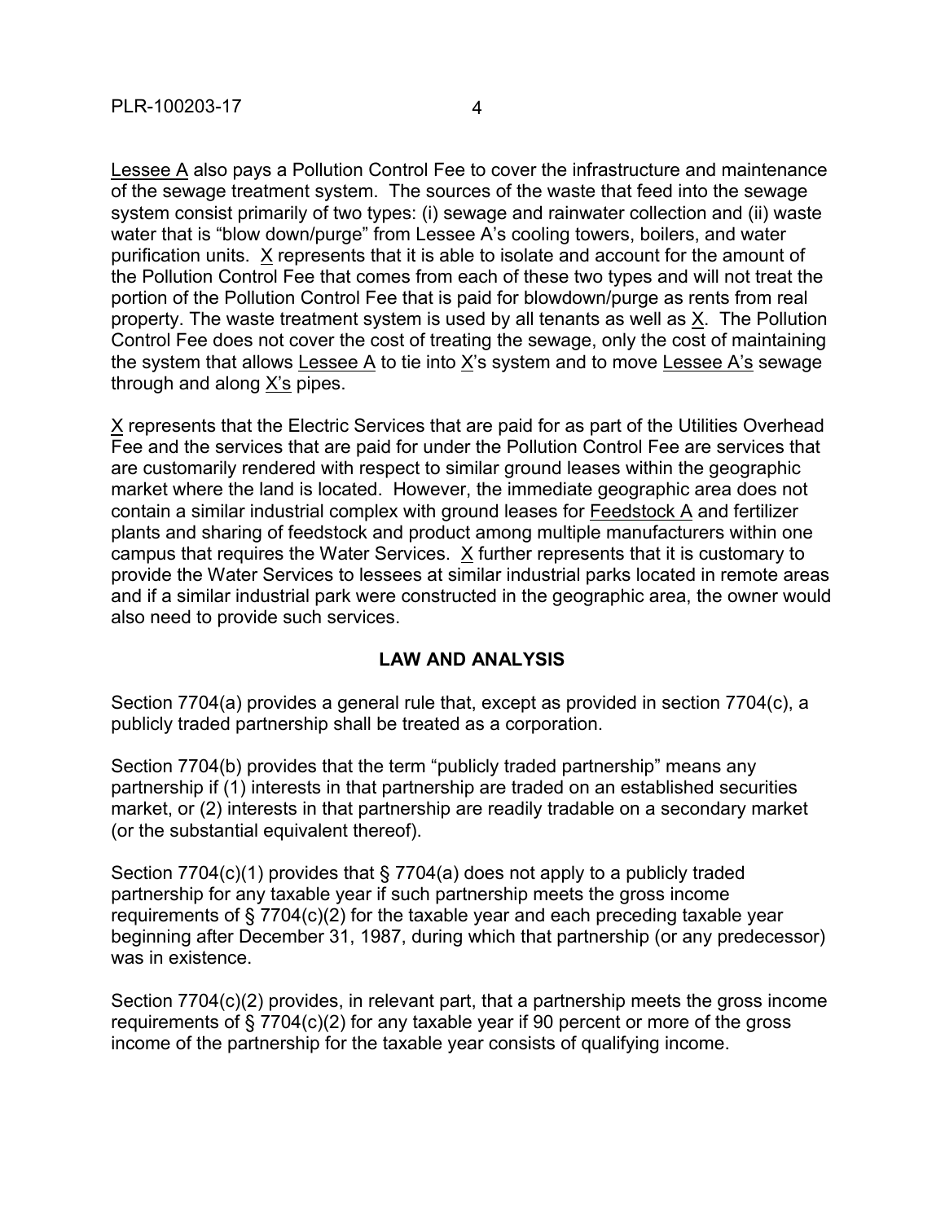Lessee A also pays a Pollution Control Fee to cover the infrastructure and maintenance of the sewage treatment system. The sources of the waste that feed into the sewage system consist primarily of two types: (i) sewage and rainwater collection and (ii) waste water that is "blow down/purge" from Lessee A's cooling towers, boilers, and water purification units. X represents that it is able to isolate and account for the amount of the Pollution Control Fee that comes from each of these two types and will not treat the portion of the Pollution Control Fee that is paid for blowdown/purge as rents from real property. The waste treatment system is used by all tenants as well as X. The Pollution Control Fee does not cover the cost of treating the sewage, only the cost of maintaining the system that allows Lessee A to tie into X's system and to move Lessee A's sewage through and along X's pipes.

X represents that the Electric Services that are paid for as part of the Utilities Overhead Fee and the services that are paid for under the Pollution Control Fee are services that are customarily rendered with respect to similar ground leases within the geographic market where the land is located. However, the immediate geographic area does not contain a similar industrial complex with ground leases for Feedstock A and fertilizer plants and sharing of feedstock and product among multiple manufacturers within one campus that requires the Water Services. X further represents that it is customary to provide the Water Services to lessees at similar industrial parks located in remote areas and if a similar industrial park were constructed in the geographic area, the owner would also need to provide such services.

## LAW AND ANALYSIS

Section 7704(a) provides a general rule that, except as provided in section 7704(c), a publicly traded partnership shall be treated as a corporation.

Section 7704(b) provides that the term "publicly traded partnership" means any partnership if (1) interests in that partnership are traded on an established securities market, or (2) interests in that partnership are readily tradable on a secondary market (or the substantial equivalent thereof).

Section 7704(c)(1) provides that § 7704(a) does not apply to a publicly traded partnership for any taxable year if such partnership meets the gross income requirements of § 7704(c)(2) for the taxable year and each preceding taxable year beginning after December 31, 1987, during which that partnership (or any predecessor) was in existence.

Section 7704(c)(2) provides, in relevant part, that a partnership meets the gross income requirements of § 7704(c)(2) for any taxable year if 90 percent or more of the gross income of the partnership for the taxable year consists of qualifying income.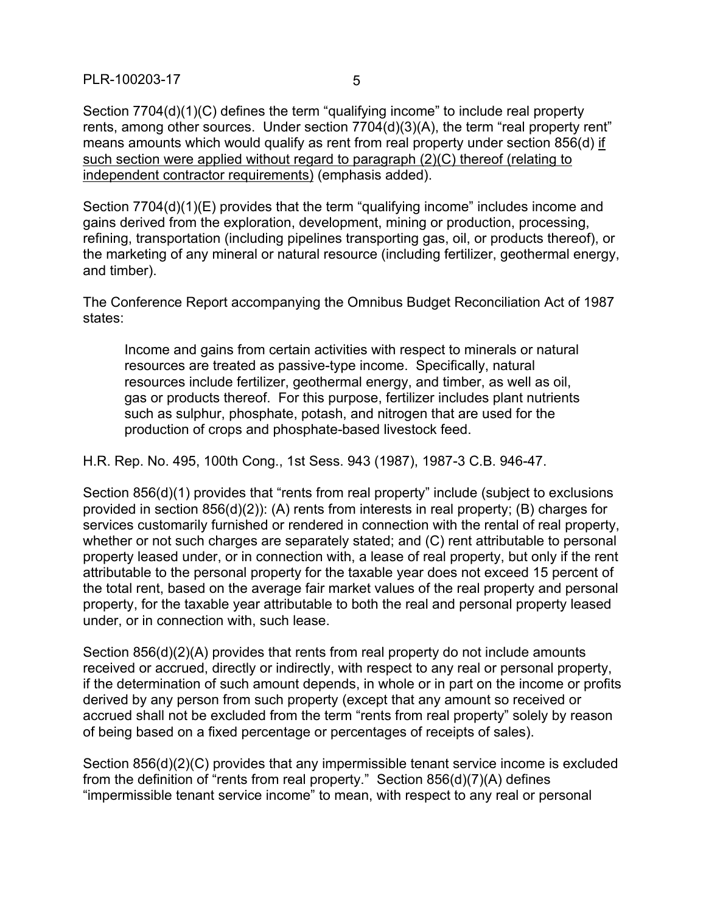Section 7704(d)(1)(C) defines the term "qualifying income" to include real property rents, among other sources. Under section 7704(d)(3)(A), the term "real property rent" means amounts which would qualify as rent from real property under section 856(d) <u>if such section were applied without regard to paragraph (2)(C) thereof (relating to independent contractor requirements)</u> (emphasis added).

Section 7704(d)(1)(E) provides that the term "qualifying income" includes income and gains derived from the exploration, development, mining or production, processing, refining, transportation (including pipelines transporting gas, oil, or products thereof), or the marketing of any mineral or natural resource (including fertilizer, geothermal energy, and timber).

The Conference Report accompanying the Omnibus Budget Reconciliation Act of 1987 states:

> Income and gains from certain activities with respect to minerals or natural resources are treated as passive-type income. Specifically, natural resources include fertilizer, geothermal energy, and timber, as well as oil, gas or products thereof. For this purpose, fertilizer includes plant nutrients such as sulphur, phosphate, potash, and nitrogen that are used for the production of crops and phosphate-based livestock feed.

H.R. Rep. No. 495, 100th Cong., 1st Sess. 943 (1987), 1987-3 C.B. 946-47.

Section 856(d)(1) provides that "rents from real property" include (subject to exclusions provided in section 856(d)(2)): (A) rents from interests in real property; (B) charges for services customarily furnished or rendered in connection with the rental of real property, whether or not such charges are separately stated; and (C) rent attributable to personal property leased under, or in connection with, a lease of real property, but only if the rent attributable to the personal property for the taxable year does not exceed 15 percent of the total rent, based on the average fair market values of the real property and personal property, for the taxable year attributable to both the real and personal property leased under, or in connection with, such lease.

Section 856(d)(2)(A) provides that rents from real property do not include amounts received or accrued, directly or indirectly, with respect to any real or personal property, if the determination of such amount depends, in whole or in part on the income or profits derived by any person from such property (except that any amount so received or accrued shall not be excluded from the term "rents from real property" solely by reason of being based on a fixed percentage or percentages of receipts of sales).

Section 856(d)(2)(C) provides that any impermissible tenant service income is excluded from the definition of "rents from real property." Section 856(d)(7)(A) defines "impermissible tenant service income" to mean, with respect to any real or personal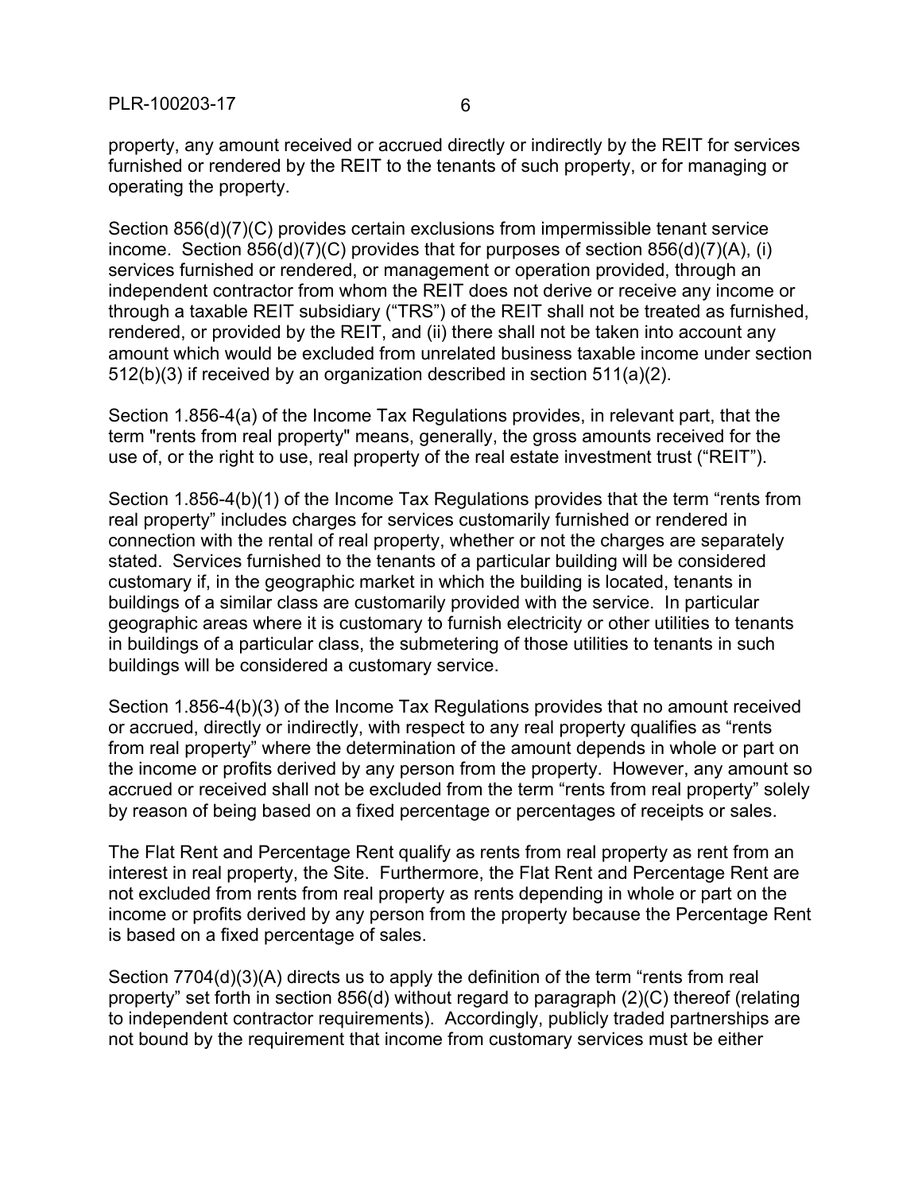property, any amount received or accrued directly or indirectly by the REIT for services furnished or rendered by the REIT to the tenants of such property, or for managing or operating the property.

Section 856(d)(7)(C) provides certain exclusions from impermissible tenant service income. Section 856(d)(7)(C) provides that for purposes of section 856(d)(7)(A), (i) services furnished or rendered, or management or operation provided, through an independent contractor from whom the REIT does not derive or receive any income or through a taxable REIT subsidiary ("TRS") of the REIT shall not be treated as furnished, rendered, or provided by the REIT, and (ii) there shall not be taken into account any amount which would be excluded from unrelated business taxable income under section 512(b)(3) if received by an organization described in section 511(a)(2).

Section 1.856-4(a) of the Income Tax Regulations provides, in relevant part, that the term "rents from real property" means, generally, the gross amounts received for the use of, or the right to use, real property of the real estate investment trust ("REIT").

Section 1.856-4(b)(1) of the Income Tax Regulations provides that the term "rents from real property" includes charges for services customarily furnished or rendered in connection with the rental of real property, whether or not the charges are separately stated. Services furnished to the tenants of a particular building will be considered customary if, in the geographic market in which the building is located, tenants in buildings of a similar class are customarily provided with the service. In particular geographic areas where it is customary to furnish electricity or other utilities to tenants in buildings of a particular class, the submetering of those utilities to tenants in such buildings will be considered a customary service.

Section 1.856-4(b)(3) of the Income Tax Regulations provides that no amount received or accrued, directly or indirectly, with respect to any real property qualifies as "rents from real property" where the determination of the amount depends in whole or part on the income or profits derived by any person from the property. However, any amount so accrued or received shall not be excluded from the term "rents from real property" solely by reason of being based on a fixed percentage or percentages of receipts or sales.

The Flat Rent and Percentage Rent qualify as rents from real property as rent from an interest in real property, the Site. Furthermore, the Flat Rent and Percentage Rent are not excluded from rents from real property as rents depending in whole or part on the income or profits derived by any person from the property because the Percentage Rent is based on a fixed percentage of sales.

Section 7704(d)(3)(A) directs us to apply the definition of the term "rents from real property" set forth in section 856(d) without regard to paragraph (2)(C) thereof (relating to independent contractor requirements). Accordingly, publicly traded partnerships are not bound by the requirement that income from customary services must be either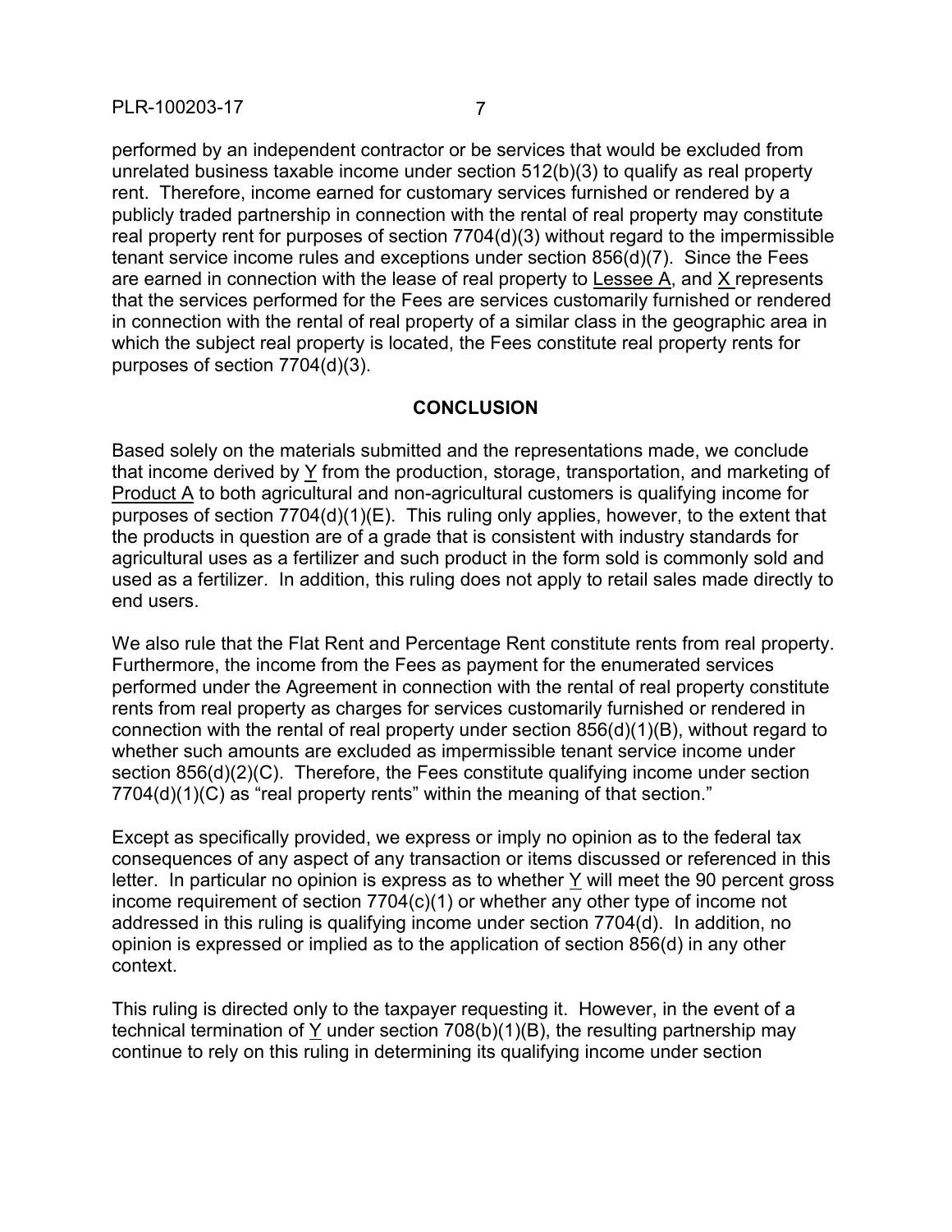performed by an independent contractor or be services that would be excluded from unrelated business taxable income under section 512(b)(3) to qualify as real property rent. Therefore, income earned for customary services furnished or rendered by a publicly traded partnership in connection with the rental of real property may constitute real property rent for purposes of section 7704(d)(3) without regard to the impermissible tenant service income rules and exceptions under section 856(d)(7). Since the Fees are earned in connection with the lease of real property to Lessee A, and X represents that the services performed for the Fees are services customarily furnished or rendered in connection with the rental of real property of a similar class in the geographic area in which the subject real property is located, the Fees constitute real property rents for purposes of section 7704(d)(3).

## CONCLUSION

Based solely on the materials submitted and the representations made, we conclude that income derived by Y from the production, storage, transportation, and marketing of Product A to both agricultural and non-agricultural customers is qualifying income for purposes of section 7704(d)(1)(E). This ruling only applies, however, to the extent that the products in question are of a grade that is consistent with industry standards for agricultural uses as a fertilizer and such product in the form sold is commonly sold and used as a fertilizer. In addition, this ruling does not apply to retail sales made directly to end users.

We also rule that the Flat Rent and Percentage Rent constitute rents from real property. Furthermore, the income from the Fees as payment for the enumerated services performed under the Agreement in connection with the rental of real property constitute rents from real property as charges for services customarily furnished or rendered in connection with the rental of real property under section 856(d)(1)(B), without regard to whether such amounts are excluded as impermissible tenant service income under section 856(d)(2)(C). Therefore, the Fees constitute qualifying income under section 7704(d)(1)(C) as "real property rents" within the meaning of that section."

Except as specifically provided, we express or imply no opinion as to the federal tax consequences of any aspect of any transaction or items discussed or referenced in this letter. In particular no opinion is express as to whether Y will meet the 90 percent gross income requirement of section 7704(c)(1) or whether any other type of income not addressed in this ruling is qualifying income under section 7704(d). In addition, no opinion is expressed or implied as to the application of section 856(d) in any other context.

This ruling is directed only to the taxpayer requesting it. However, in the event of a technical termination of Y under section 708(b)(1)(B), the resulting partnership may continue to rely on this ruling in determining its qualifying income under section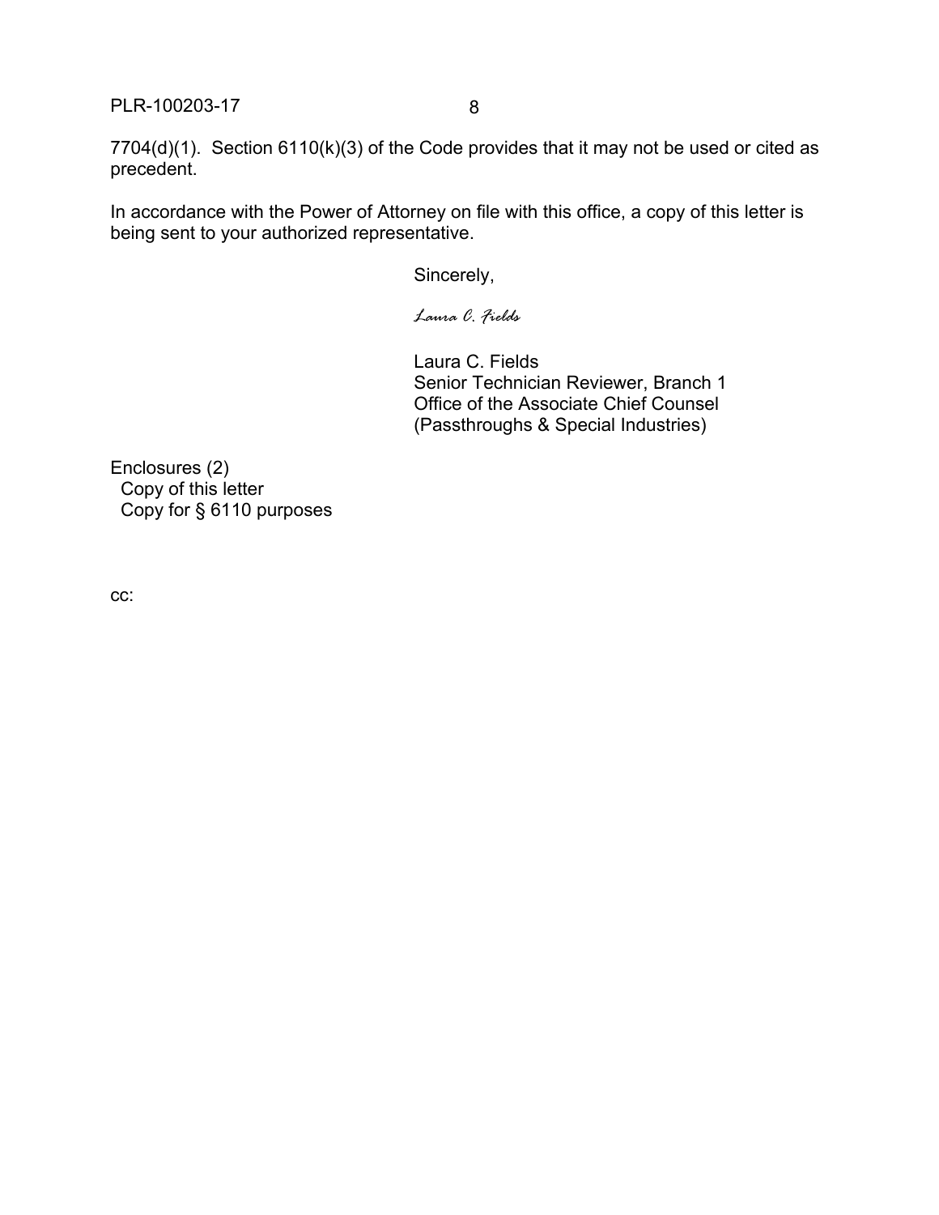7704(d)(1). Section 6110(k)(3) of the Code provides that it may not be used or cited as precedent.

In accordance with the Power of Attorney on file with this office, a copy of this letter is being sent to your authorized representative.

Sincerely,

*Laura C. Fields*

Laura C. Fields
Senior Technician Reviewer, Branch 1
Office of the Associate Chief Counsel
(Passthroughs & Special Industries)

Enclosures (2)
Copy of this letter
Copy for § 6110 purposes

cc: